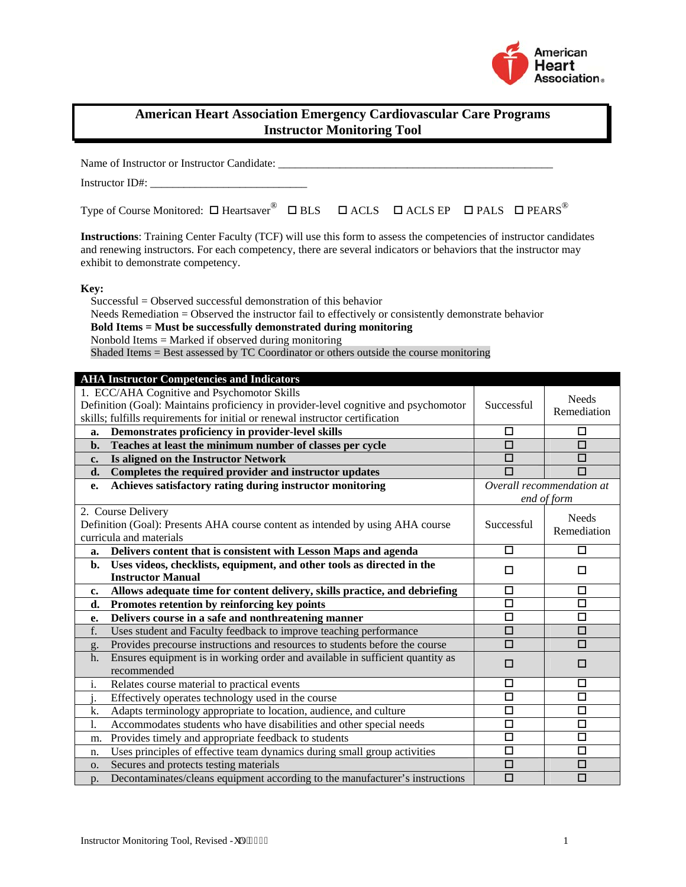# American Heart Association Emergency Cardiovascular Care Programs
# Instructor Monitoring Tool

Name of Instructor or Instructor Candidate: ___________________________________________________

Instructor ID#: ____________________________

Type of Course Monitored: ☐ Heartsaver® ☐ BLS ☐ ACLS ☐ ACLS EP ☐ PALS ☐ PEARS®

**Instructions**: Training Center Faculty (TCF) will use this form to assess the competencies of instructor candidates and renewing instructors. For each competency, there are several indicators or behaviors that the instructor may exhibit to demonstrate competency.

**Key:**

Successful = Observed successful demonstration of this behavior
Needs Remediation = Observed the instructor fail to effectively or consistently demonstrate behavior
**Bold Items = Must be successfully demonstrated during monitoring**
Nonbold Items = Marked if observed during monitoring
Shaded Items = Best assessed by TC Coordinator or others outside the course monitoring

| AHA Instructor Competencies and Indicators | | |
|---|---|---|
| 1. ECC/AHA Cognitive and Psychomotor Skills<br>Definition (Goal): Maintains proficiency in provider-level cognitive and psychomotor skills; fulfills requirements for initial or renewal instructor certification | Successful | Needs Remediation |
| **a. Demonstrates proficiency in provider-level skills** | ☐ | ☐ |
| **b. Teaches at least the minimum number of classes per cycle** | ☐ | ☐ |
| **c. Is aligned on the Instructor Network** | ☐ | ☐ |
| **d. Completes the required provider and instructor updates** | ☐ | ☐ |
| **e. Achieves satisfactory rating during instructor monitoring** | *Overall recommendation at end of form* | |
| 2. Course Delivery<br>Definition (Goal): Presents AHA course content as intended by using AHA course curricula and materials | Successful | Needs Remediation |
| **a. Delivers content that is consistent with Lesson Maps and agenda** | ☐ | ☐ |
| **b. Uses videos, checklists, equipment, and other tools as directed in the Instructor Manual** | ☐ | ☐ |
| **c. Allows adequate time for content delivery, skills practice, and debriefing** | ☐ | ☐ |
| **d. Promotes retention by reinforcing key points** | ☐ | ☐ |
| **e. Delivers course in a safe and nonthreatening manner** | ☐ | ☐ |
| f. Uses student and Faculty feedback to improve teaching performance | ☐ | ☐ |
| g. Provides precourse instructions and resources to students before the course | ☐ | ☐ |
| h. Ensures equipment is in working order and available in sufficient quantity as recommended | ☐ | ☐ |
| i. Relates course material to practical events | ☐ | ☐ |
| j. Effectively operates technology used in the course | ☐ | ☐ |
| k. Adapts terminology appropriate to location, audience, and culture | ☐ | ☐ |
| l. Accommodates students who have disabilities and other special needs | ☐ | ☐ |
| m. Provides timely and appropriate feedback to students | ☐ | ☐ |
| n. Uses principles of effective team dynamics during small group activities | ☐ | ☐ |
| o. Secures and protects testing materials | ☐ | ☐ |
| p. Decontaminates/cleans equipment according to the manufacturer's instructions | ☐ | ☐ |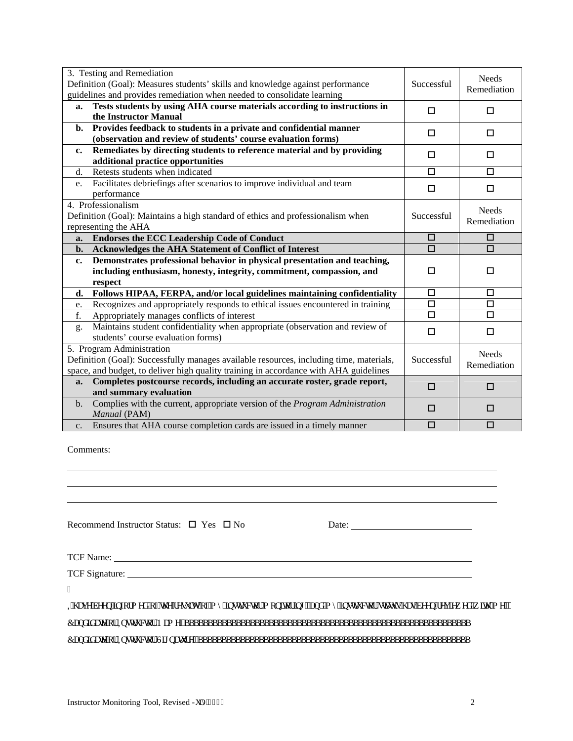| | | |
|---|---|---|
| 3. Testing and Remediation<br>Definition (Goal): Measures students' skills and knowledge against performance guidelines and provides remediation when needed to consolidate learning | Successful | Needs Remediation |
| **a. Tests students by using AHA course materials according to instructions in the Instructor Manual** | ☐ | ☐ |
| **b. Provides feedback to students in a private and confidential manner (observation and review of students' course evaluation forms)** | ☐ | ☐ |
| **c. Remediates by directing students to reference material and by providing additional practice opportunities** | ☐ | ☐ |
| d. Retests students when indicated | ☐ | ☐ |
| e. Facilitates debriefings after scenarios to improve individual and team performance | ☐ | ☐ |
| 4. Professionalism<br>Definition (Goal): Maintains a high standard of ethics and professionalism when representing the AHA | Successful | Needs Remediation |
| **a. Endorses the ECC Leadership Code of Conduct** | ☐ | ☐ |
| **b. Acknowledges the AHA Statement of Conflict of Interest** | ☐ | ☐ |
| **c. Demonstrates professional behavior in physical presentation and teaching, including enthusiasm, honesty, integrity, commitment, compassion, and respect** | ☐ | ☐ |
| **d. Follows HIPAA, FERPA, and/or local guidelines maintaining confidentiality** | ☐ | ☐ |
| e. Recognizes and appropriately responds to ethical issues encountered in training | ☐ | ☐ |
| f. Appropriately manages conflicts of interest | ☐ | ☐ |
| g. Maintains student confidentiality when appropriate (observation and review of students' course evaluation forms) | ☐ | ☐ |
| 5. Program Administration<br>Definition (Goal): Successfully manages available resources, including time, materials, space, and budget, to deliver high quality training in accordance with AHA guidelines | Successful | Needs Remediation |
| **a. Completes postcourse records, including an accurate roster, grade report, and summary evaluation** | ☐ | ☐ |
| b. Complies with the current, appropriate version of the *Program Administration Manual* (PAM) | ☐ | ☐ |
| c. Ensures that AHA course completion cards are issued in a timely manner | ☐ | ☐ |

Comments:

\_\_\_\_\_\_\_\_\_\_\_\_\_\_\_\_\_\_\_\_\_\_\_\_\_\_\_\_\_\_\_\_\_\_\_\_\_\_\_\_\_\_\_\_\_\_\_\_\_\_\_\_\_\_\_\_\_\_\_\_\_\_\_\_

\_\_\_\_\_\_\_\_\_\_\_\_\_\_\_\_\_\_\_\_\_\_\_\_\_\_\_\_\_\_\_\_\_\_\_\_\_\_\_\_\_\_\_\_\_\_\_\_\_\_\_\_\_\_\_\_\_\_\_\_\_\_\_\_

\_\_\_\_\_\_\_\_\_\_\_\_\_\_\_\_\_\_\_\_\_\_\_\_\_\_\_\_\_\_\_\_\_\_\_\_\_\_\_\_\_\_\_\_\_\_\_\_\_\_\_\_\_\_\_\_\_\_\_\_\_\_\_\_

Recommend Instructor Status: ☐ Yes ☐ No Date: \_\_\_\_\_\_\_\_\_\_\_\_\_\_\_\_\_\_\_\_\_\_\_\_

TCF Name: \_\_\_\_\_\_\_\_\_\_\_\_\_\_\_\_\_\_\_\_\_\_\_\_\_\_\_\_\_\_\_\_\_\_\_\_\_\_\_\_\_\_\_\_\_\_\_\_\_\_\_\_\_\_\_\_

TCF Signature: \_\_\_\_\_\_\_\_\_\_\_\_\_\_\_\_\_\_\_\_\_\_\_\_\_\_\_\_\_\_\_\_\_\_\_\_\_\_\_\_\_\_\_\_\_\_\_\_\_\_\_\_\_

I have been informed of the results of my instructor monitoring and my instructor status has been reviewed with me.

Candidate Instructor Name: \_\_\_\_\_\_\_\_\_\_\_\_\_\_\_\_\_\_\_\_\_\_\_\_\_\_\_\_\_\_\_\_\_\_\_\_\_\_\_\_\_\_\_\_\_\_\_\_\_\_\_\_\_\_\_\_

Candidate Instructor Signature: \_\_\_\_\_\_\_\_\_\_\_\_\_\_\_\_\_\_\_\_\_\_\_\_\_\_\_\_\_\_\_\_\_\_\_\_\_\_\_\_\_\_\_\_\_\_\_\_\_\_\_